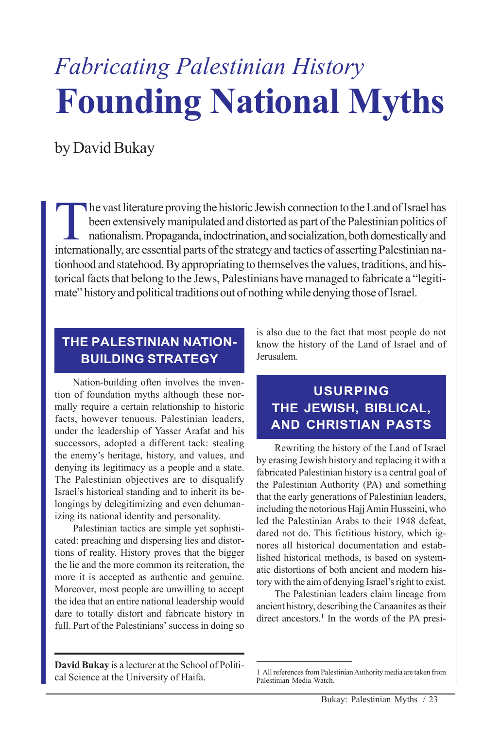# *Fabricating Palestinian History*
# Founding National Myths

by David Bukay

The vast literature proving the historic Jewish connection to the Land of Israel has been extensively manipulated and distorted as part of the Palestinian politics of nationalism. Propaganda, indoctrination, and socialization, both domestically and internationally, are essential parts of the strategy and tactics of asserting Palestinian nationhood and statehood. By appropriating to themselves the values, traditions, and historical facts that belong to the Jews, Palestinians have managed to fabricate a "legitimate" history and political traditions out of nothing while denying those of Israel.

## THE PALESTINIAN NATION-BUILDING STRATEGY

Nation-building often involves the invention of foundation myths although these normally require a certain relationship to historic facts, however tenuous. Palestinian leaders, under the leadership of Yasser Arafat and his successors, adopted a different tack: stealing the enemy's heritage, history, and values, and denying its legitimacy as a people and a state. The Palestinian objectives are to disqualify Israel's historical standing and to inherit its belongings by delegitimizing and even dehumanizing its national identity and personality.

Palestinian tactics are simple yet sophisticated: preaching and dispersing lies and distortions of reality. History proves that the bigger the lie and the more common its reiteration, the more it is accepted as authentic and genuine. Moreover, most people are unwilling to accept the idea that an entire national leadership would dare to totally distort and fabricate history in full. Part of the Palestinians' success in doing so is also due to the fact that most people do not know the history of the Land of Israel and of Jerusalem.

## USURPING THE JEWISH, BIBLICAL, AND CHRISTIAN PASTS

Rewriting the history of the Land of Israel by erasing Jewish history and replacing it with a fabricated Palestinian history is a central goal of the Palestinian Authority (PA) and something that the early generations of Palestinian leaders, including the notorious Hajj Amin Husseini, who led the Palestinian Arabs to their 1948 defeat, dared not do. This fictitious history, which ignores all historical documentation and established historical methods, is based on systematic distortions of both ancient and modern history with the aim of denying Israel's right to exist.

The Palestinian leaders claim lineage from ancient history, describing the Canaanites as their direct ancestors.[1] In the words of the PA presi-

**David Bukay** is a lecturer at the School of Political Science at the University of Haifa.

1 All references from Palestinian Authority media are taken from Palestinian Media Watch.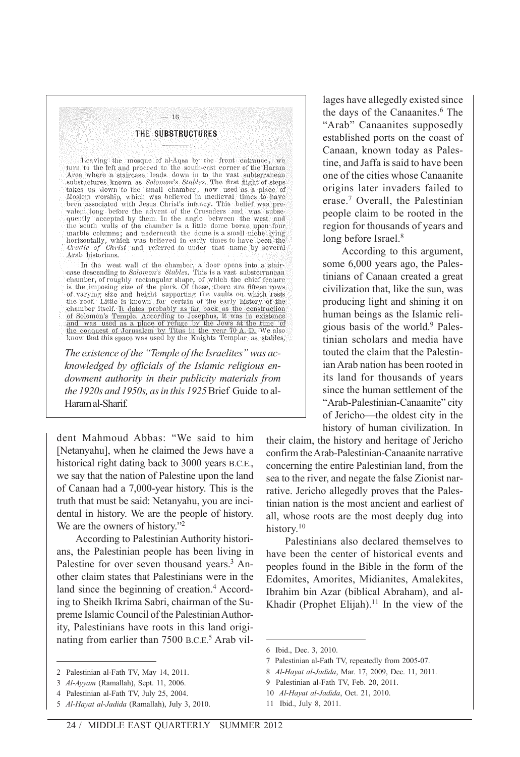— 16 —

THE SUBSTRUCTURES

Leaving the mosque of al-Aqsa by the front entrance, we turn to the left and proceed to the south-east corner of the Haram Area where a staircase leads down in to the vast subterranean substuctures known as *Solomon's Stables*. The first flight of steps takes us down to the small chamber, now used as a place of Moslem worship, which was believed in medieval times to have been associated with Jesus Christ's infancy. This belief was prevalent long before the advent of the Crusaders and was subsequently accepted by them. In the angle between the west and the south walls of the chamber is a little dome borne upon four marble columns; and underneath the dome is a small niche lying horizontally, which was believed in early times to have been the *Cradle of Christ* and referred to under that name by several Arab historians.

In the west wall of the chamber, a door opens into a staircase descending to *Solomon's Stables*. This is a vast substerranean chamber, of roughly rectangular shape, of which the chief feature is the imposing size of the piers. Of these, there are fifteen rows of varying size and height supporting the vaults on which rests the roof. Little is known for certain of the early history of the chamber itself. It dates probably as far back as the construction of Solomon's Temple. According to Josephus, it was in existence and was used as a place of refuge by the Jews at the time of the conquest of Jerusalem by Titus in the year 70 A. D. We also know that this space was used by the Knights Templar as stables,

*The existence of the "Temple of the Israelites" was acknowledged by officials of the Islamic religious endowment authority in their publicity materials from the 1920s and 1950s, as in this 1925* Brief Guide to al-Haram al-Sharif.

dent Mahmoud Abbas: "We said to him [Netanyahu], when he claimed the Jews have a historical right dating back to 3000 years B.C.E., we say that the nation of Palestine upon the land of Canaan had a 7,000-year history. This is the truth that must be said: Netanyahu, you are incidental in history. We are the people of history. We are the owners of history."[2]

According to Palestinian Authority historians, the Palestinian people has been living in Palestine for over seven thousand years.[3] Another claim states that Palestinians were in the land since the beginning of creation.[4] According to Sheikh Ikrima Sabri, chairman of the Supreme Islamic Council of the Palestinian Authority, Palestinians have roots in this land originating from earlier than 7500 B.C.E.[5] Arab villages have allegedly existed since the days of the Canaanites.[6] The "Arab" Canaanites supposedly established ports on the coast of Canaan, known today as Palestine, and Jaffa is said to have been one of the cities whose Canaanite origins later invaders failed to erase.[7] Overall, the Palestinian people claim to be rooted in the region for thousands of years and long before Israel.[8]

According to this argument, some 6,000 years ago, the Palestinians of Canaan created a great civilization that, like the sun, was producing light and shining it on human beings as the Islamic religious basis of the world.[9] Palestinian scholars and media have touted the claim that the Palestinian Arab nation has been rooted in its land for thousands of years since the human settlement of the "Arab-Palestinian-Canaanite" city of Jericho—the oldest city in the history of human civilization. In their claim, the history and heritage of Jericho confirm the Arab-Palestinian-Canaanite narrative concerning the entire Palestinian land, from the sea to the river, and negate the false Zionist narrative. Jericho allegedly proves that the Palestinian nation is the most ancient and earliest of all, whose roots are the most deeply dug into history.[10]

Palestinians also declared themselves to have been the center of historical events and peoples found in the Bible in the form of the Edomites, Amorites, Midianites, Amalekites, Ibrahim bin Azar (biblical Abraham), and al-Khadir (Prophet Elijah).[11] In the view of the

---

2 Palestinian al-Fath TV, May 14, 2011.

3 *Al-Ayyam* (Ramallah), Sept. 11, 2006.

4 Palestinian al-Fath TV, July 25, 2004.

5 *Al-Hayat al-Jadida* (Ramallah), July 3, 2010.

6 Ibid., Dec. 3, 2010.

7 Palestinian al-Fath TV, repeatedly from 2005-07.

8 *Al-Hayat al-Jadida*, Mar. 17, 2009, Dec. 11, 2011.

9 Palestinian al-Fath TV, Feb. 20, 2011.

10 *Al-Hayat al-Jadida*, Oct. 21, 2010.

11 Ibid., July 8, 2011.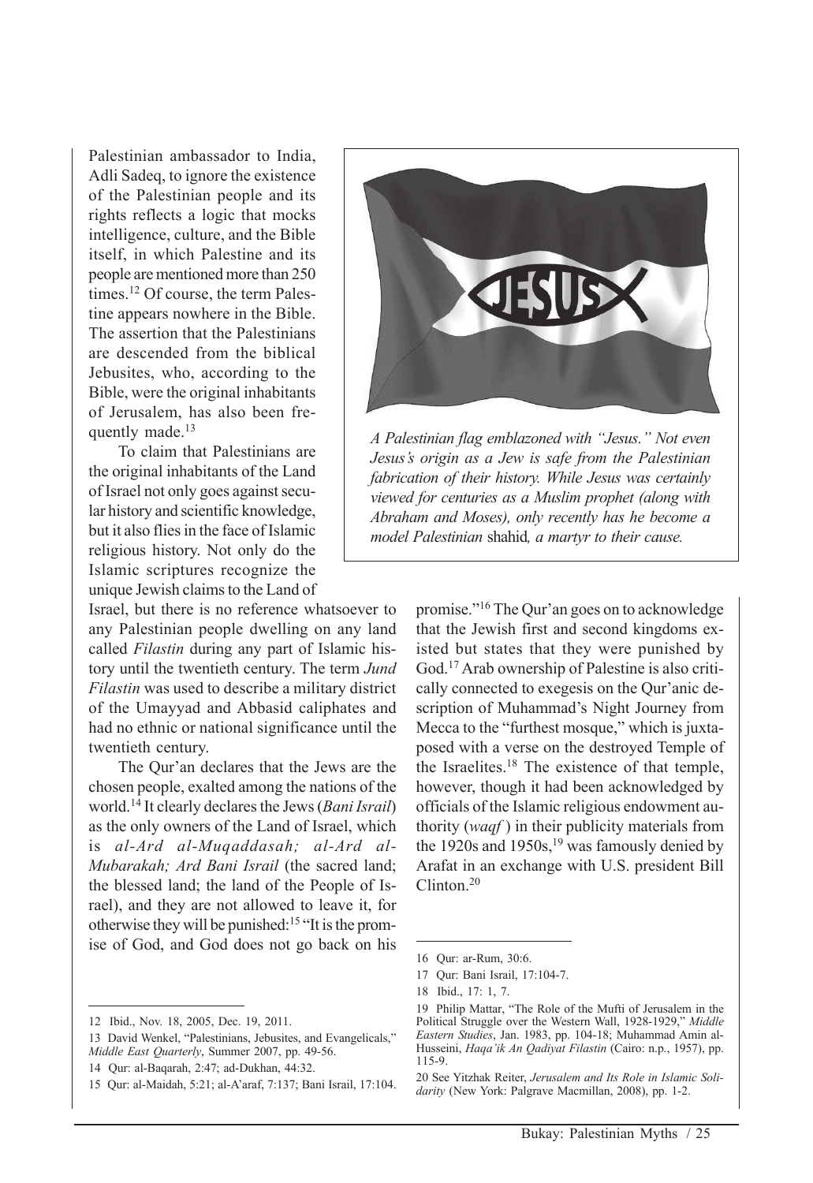Palestinian ambassador to India, Adli Sadeq, to ignore the existence of the Palestinian people and its rights reflects a logic that mocks intelligence, culture, and the Bible itself, in which Palestine and its people are mentioned more than 250 times.[12] Of course, the term Palestine appears nowhere in the Bible. The assertion that the Palestinians are descended from the biblical Jebusites, who, according to the Bible, were the original inhabitants of Jerusalem, has also been frequently made.[13]

To claim that Palestinians are the original inhabitants of the Land of Israel not only goes against secular history and scientific knowledge, but it also flies in the face of Islamic religious history. Not only do the Islamic scriptures recognize the unique Jewish claims to the Land of Israel, but there is no reference whatsoever to any Palestinian people dwelling on any land called *Filastin* during any part of Islamic history until the twentieth century. The term *Jund Filastin* was used to describe a military district of the Umayyad and Abbasid caliphates and had no ethnic or national significance until the twentieth century.

The Qur'an declares that the Jews are the chosen people, exalted among the nations of the world.[14] It clearly declares the Jews (*Bani Israil*) as the only owners of the Land of Israel, which is *al-Ard al-Muqaddasah; al-Ard al-Mubarakah; Ard Bani Israil* (the sacred land; the blessed land; the land of the People of Israel), and they are not allowed to leave it, for otherwise they will be punished:[15] "It is the promise of God, and God does not go back on his promise."[16] The Qur'an goes on to acknowledge that the Jewish first and second kingdoms existed but states that they were punished by God.[17] Arab ownership of Palestine is also critically connected to exegesis on the Qur'anic description of Muhammad's Night Journey from Mecca to the "furthest mosque," which is juxtaposed with a verse on the destroyed Temple of the Israelites.[18] The existence of that temple, however, though it had been acknowledged by officials of the Islamic religious endowment authority (*waqf*) in their publicity materials from the 1920s and 1950s,[19] was famously denied by Arafat in an exchange with U.S. president Bill Clinton.[20]

*A Palestinian flag emblazoned with "Jesus." Not even Jesus's origin as a Jew is safe from the Palestinian fabrication of their history. While Jesus was certainly viewed for centuries as a Muslim prophet (along with Abraham and Moses), only recently has he become a model Palestinian* shahid*, a martyr to their cause.*

---

12 Ibid., Nov. 18, 2005, Dec. 19, 2011.

13 David Wenkel, "Palestinians, Jebusites, and Evangelicals," *Middle East Quarterly*, Summer 2007, pp. 49-56.

14 Qur: al-Baqarah, 2:47; ad-Dukhan, 44:32.

15 Qur: al-Maidah, 5:21; al-A'araf, 7:137; Bani Israil, 17:104.

16 Qur: ar-Rum, 30:6.

17 Qur: Bani Israil, 17:104-7.

18 Ibid., 17: 1, 7.

19 Philip Mattar, "The Role of the Mufti of Jerusalem in the Political Struggle over the Western Wall, 1928-1929," *Middle Eastern Studies*, Jan. 1983, pp. 104-18; Muhammad Amin al-Husseini, *Haqa'ik An Qadiyat Filastin* (Cairo: n.p., 1957), pp. 115-9.

20 See Yitzhak Reiter, *Jerusalem and Its Role in Islamic Solidarity* (New York: Palgrave Macmillan, 2008), pp. 1-2.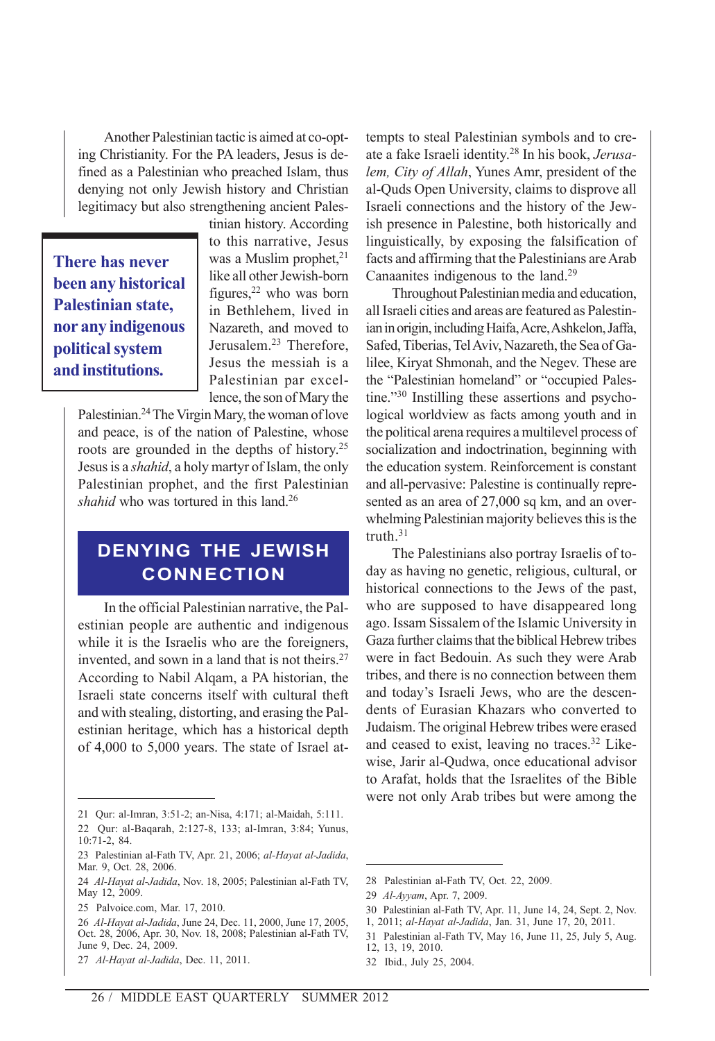Another Palestinian tactic is aimed at co-opting Christianity. For the PA leaders, Jesus is defined as a Palestinian who preached Islam, thus denying not only Jewish history and Christian legitimacy but also strengthening ancient Palestinian history. According to this narrative, Jesus was a Muslim prophet,[21] like all other Jewish-born figures,[22] who was born in Bethlehem, lived in Nazareth, and moved to Jerusalem.[23] Therefore, Jesus the messiah is a Palestinian par excellence, the son of Mary the Palestinian.[24] The Virgin Mary, the woman of love and peace, is of the nation of Palestine, whose roots are grounded in the depths of history.[25] Jesus is a *shahid*, a holy martyr of Islam, the only Palestinian prophet, and the first Palestinian *shahid* who was tortured in this land.[26]

**There has never been any historical Palestinian state, nor any indigenous political system and institutions.**

## DENYING THE JEWISH CONNECTION

In the official Palestinian narrative, the Palestinian people are authentic and indigenous while it is the Israelis who are the foreigners, invented, and sown in a land that is not theirs.[27] According to Nabil Alqam, a PA historian, the Israeli state concerns itself with cultural theft and with stealing, distorting, and erasing the Palestinian heritage, which has a historical depth of 4,000 to 5,000 years. The state of Israel attempts to steal Palestinian symbols and to create a fake Israeli identity.[28] In his book, *Jerusalem, City of Allah*, Yunes Amr, president of the al-Quds Open University, claims to disprove all Israeli connections and the history of the Jewish presence in Palestine, both historically and linguistically, by exposing the falsification of facts and affirming that the Palestinians are Arab Canaanites indigenous to the land.[29]

Throughout Palestinian media and education, all Israeli cities and areas are featured as Palestinian in origin, including Haifa, Acre, Ashkelon, Jaffa, Safed, Tiberias, Tel Aviv, Nazareth, the Sea of Galilee, Kiryat Shmonah, and the Negev. These are the "Palestinian homeland" or "occupied Palestine."[30] Instilling these assertions and psychological worldview as facts among youth and in the political arena requires a multilevel process of socialization and indoctrination, beginning with the education system. Reinforcement is constant and all-pervasive: Palestine is continually represented as an area of 27,000 sq km, and an overwhelming Palestinian majority believes this is the truth.[31]

The Palestinians also portray Israelis of today as having no genetic, religious, cultural, or historical connections to the Jews of the past, who are supposed to have disappeared long ago. Issam Sissalem of the Islamic University in Gaza further claims that the biblical Hebrew tribes were in fact Bedouin. As such they were Arab tribes, and there is no connection between them and today's Israeli Jews, who are the descendents of Eurasian Khazars who converted to Judaism. The original Hebrew tribes were erased and ceased to exist, leaving no traces.[32] Likewise, Jarir al-Qudwa, once educational advisor to Arafat, holds that the Israelites of the Bible were not only Arab tribes but were among the

---

21 Qur: al-Imran, 3:51-2; an-Nisa, 4:171; al-Maidah, 5:111.

22 Qur: al-Baqarah, 2:127-8, 133; al-Imran, 3:84; Yunus, 10:71-2, 84.

23 Palestinian al-Fath TV, Apr. 21, 2006; *al-Hayat al-Jadida*, Mar. 9, Oct. 28, 2006.

24 *Al-Hayat al-Jadida*, Nov. 18, 2005; Palestinian al-Fath TV, May 12, 2009.

25 Palvoice.com, Mar. 17, 2010.

26 *Al-Hayat al-Jadida*, June 24, Dec. 11, 2000, June 17, 2005, Oct. 28, 2006, Apr. 30, Nov. 18, 2008; Palestinian al-Fath TV, June 9, Dec. 24, 2009.

27 *Al-Hayat al-Jadida*, Dec. 11, 2011.

28 Palestinian al-Fath TV, Oct. 22, 2009.

29 *Al-Ayyam*, Apr. 7, 2009.

30 Palestinian al-Fath TV, Apr. 11, June 14, 24, Sept. 2, Nov. 1, 2011; *al-Hayat al-Jadida*, Jan. 31, June 17, 20, 2011.

31 Palestinian al-Fath TV, May 16, June 11, 25, July 5, Aug. 12, 13, 19, 2010.

32 Ibid., July 25, 2004.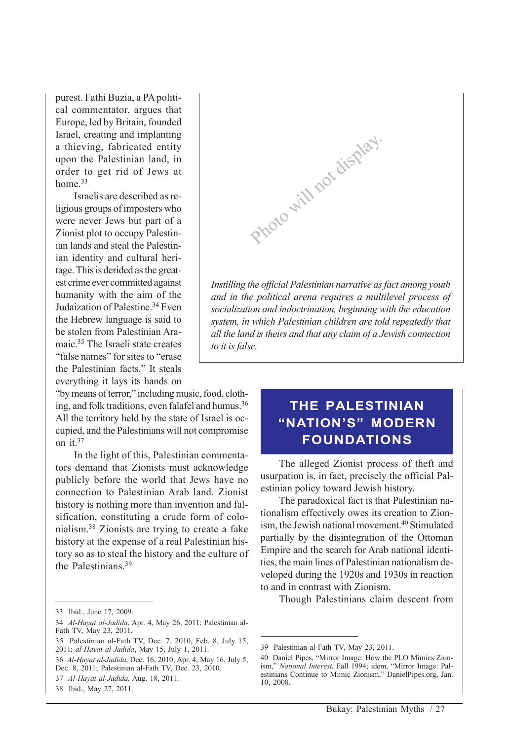purest. Fathi Buzia, a PA political commentator, argues that Europe, led by Britain, founded Israel, creating and implanting a thieving, fabricated entity upon the Palestinian land, in order to get rid of Jews at home.[33]

Israelis are described as religious groups of imposters who were never Jews but part of a Zionist plot to occupy Palestinian lands and steal the Palestinian identity and cultural heritage. This is derided as the greatest crime ever committed against humanity with the aim of the Judaization of Palestine.[34] Even the Hebrew language is said to be stolen from Palestinian Aramaic.[35] The Israeli state creates "false names" for sites to "erase the Palestinian facts." It steals everything it lays its hands on "by means of terror," including music, food, clothing, and folk traditions, even falafel and humus.[36] All the territory held by the state of Israel is occupied, and the Palestinians will not compromise on it.[37]

In the light of this, Palestinian commentators demand that Zionists must acknowledge publicly before the world that Jews have no connection to Palestinian Arab land. Zionist history is nothing more than invention and falsification, constituting a crude form of colonialism.[38] Zionists are trying to create a fake history at the expense of a real Palestinian history so as to steal the history and the culture of the Palestinians.[39]

Photo will not display.

*Instilling the official Palestinian narrative as fact among youth and in the political arena requires a multilevel process of socialization and indoctrination, beginning with the education system, in which Palestinian children are told repeatedly that all the land is theirs and that any claim of a Jewish connection to it is false.*

## THE PALESTINIAN "NATION'S" MODERN FOUNDATIONS

The alleged Zionist process of theft and usurpation is, in fact, precisely the official Palestinian policy toward Jewish history.

The paradoxical fact is that Palestinian nationalism effectively owes its creation to Zionism, the Jewish national movement.[40] Stimulated partially by the disintegration of the Ottoman Empire and the search for Arab national identities, the main lines of Palestinian nationalism developed during the 1920s and 1930s in reaction to and in contrast with Zionism.

Though Palestinians claim descent from

---

33 Ibid., June 17, 2009.

34 *Al-Hayat al-Jadida*, Apr. 4, May 26, 2011; Palestinian al-Fath TV, May 23, 2011.

35 Palestinian al-Fath TV, Dec. 7, 2010, Feb. 8, July 15, 2011; *al-Hayat al-Jadida*, May 15, July 1, 2011.

36 *Al-Hayat al-Jadida*, Dec. 16, 2010, Apr. 4, May 16, July 5, Dec. 8, 2011; Palestinian al-Fath TV, Dec. 23, 2010.

37 *Al-Hayat al-Jadida*, Aug. 18, 2011.

38 Ibid., May 27, 2011.

39 Palestinian al-Fath TV, May 23, 2011.

40 Daniel Pipes, "Mirror Image: How the PLO Mimics Zionism," *National Interest*, Fall 1994; idem, "Mirror Image: Palestinians Continue to Mimic Zionism," DanielPipes.org, Jan. 10, 2008.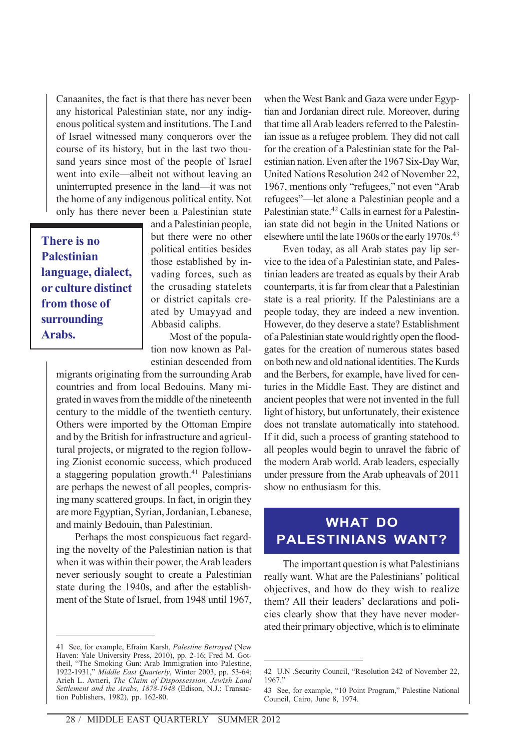Canaanites, the fact is that there has never been any historical Palestinian state, nor any indigenous political system and institutions. The Land of Israel witnessed many conquerors over the course of its history, but in the last two thousand years since most of the people of Israel went into exile—albeit not without leaving an uninterrupted presence in the land—it was not the home of any indigenous political entity. Not only has there never been a Palestinian state and a Palestinian people, but there were no other political entities besides those established by invading forces, such as the crusading statelets or district capitals created by Umayyad and Abbasid caliphs.

**There is no Palestinian language, dialect, or culture distinct from those of surrounding Arabs.**

Most of the population now known as Palestinian descended from migrants originating from the surrounding Arab countries and from local Bedouins. Many migrated in waves from the middle of the nineteenth century to the middle of the twentieth century. Others were imported by the Ottoman Empire and by the British for infrastructure and agricultural projects, or migrated to the region following Zionist economic success, which produced a staggering population growth.[41] Palestinians are perhaps the newest of all peoples, comprising many scattered groups. In fact, in origin they are more Egyptian, Syrian, Jordanian, Lebanese, and mainly Bedouin, than Palestinian.

Perhaps the most conspicuous fact regarding the novelty of the Palestinian nation is that when it was within their power, the Arab leaders never seriously sought to create a Palestinian state during the 1940s, and after the establishment of the State of Israel, from 1948 until 1967, when the West Bank and Gaza were under Egyptian and Jordanian direct rule. Moreover, during that time all Arab leaders referred to the Palestinian issue as a refugee problem. They did not call for the creation of a Palestinian state for the Palestinian nation. Even after the 1967 Six-Day War, United Nations Resolution 242 of November 22, 1967, mentions only "refugees," not even "Arab refugees"—let alone a Palestinian people and a Palestinian state.[42] Calls in earnest for a Palestinian state did not begin in the United Nations or elsewhere until the late 1960s or the early 1970s.[43]

Even today, as all Arab states pay lip service to the idea of a Palestinian state, and Palestinian leaders are treated as equals by their Arab counterparts, it is far from clear that a Palestinian state is a real priority. If the Palestinians are a people today, they are indeed a new invention. However, do they deserve a state? Establishment of a Palestinian state would rightly open the floodgates for the creation of numerous states based on both new and old national identities. The Kurds and the Berbers, for example, have lived for centuries in the Middle East. They are distinct and ancient peoples that were not invented in the full light of history, but unfortunately, their existence does not translate automatically into statehood. If it did, such a process of granting statehood to all peoples would begin to unravel the fabric of the modern Arab world. Arab leaders, especially under pressure from the Arab upheavals of 2011 show no enthusiasm for this.

## WHAT DO PALESTINIANS WANT?

The important question is what Palestinians really want. What are the Palestinians' political objectives, and how do they wish to realize them? All their leaders' declarations and policies clearly show that they have never moderated their primary objective, which is to eliminate

---

41 See, for example, Efraim Karsh, *Palestine Betrayed* (New Haven: Yale University Press, 2010), pp. 2-16; Fred M. Gottheil, "The Smoking Gun: Arab Immigration into Palestine, 1922-1931," *Middle East Quarterly*, Winter 2003, pp. 53-64; Arieh L. Avneri, *The Claim of Dispossession, Jewish Land Settlement and the Arabs, 1878-1948* (Edison, N.J.: Transaction Publishers, 1982), pp. 162-80.

42 U.N .Security Council, "Resolution 242 of November 22, 1967."

43 See, for example, "10 Point Program," Palestine National Council, Cairo, June 8, 1974.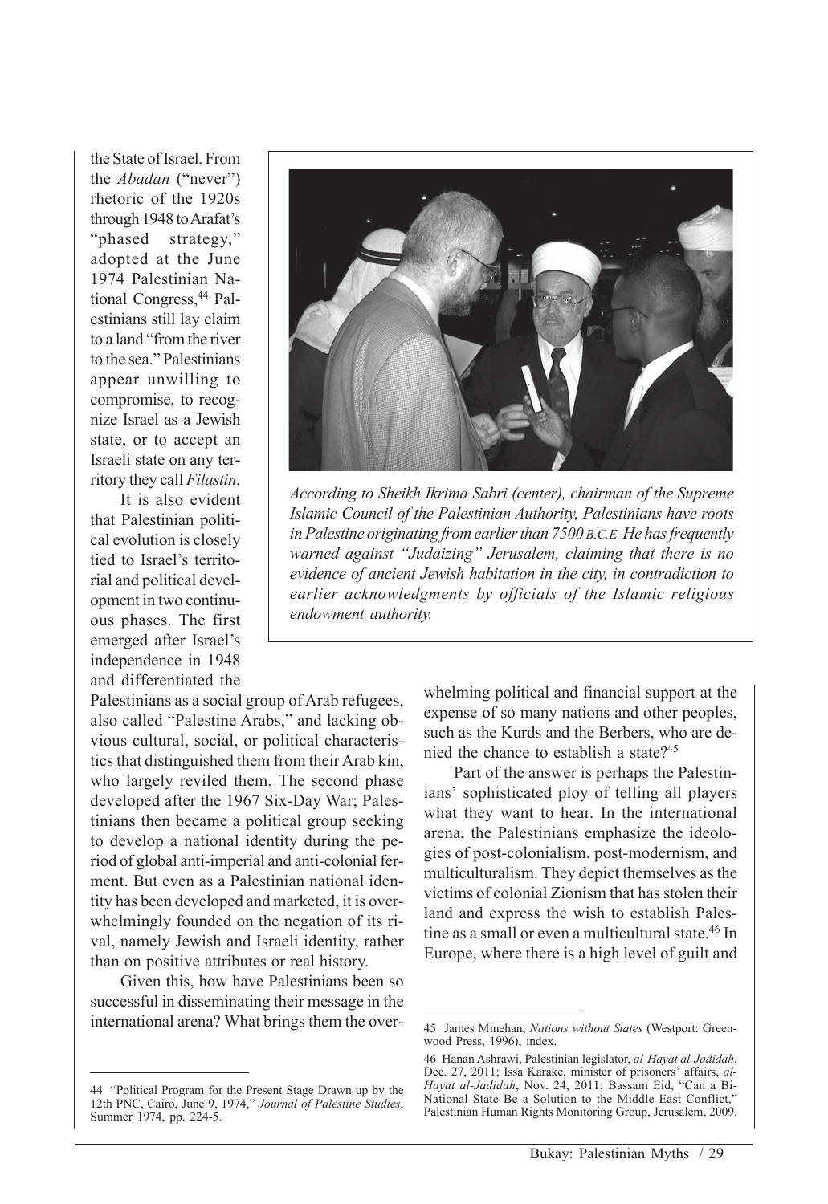the State of Israel. From the *Abadan* ("never") rhetoric of the 1920s through 1948 to Arafat's "phased strategy," adopted at the June 1974 Palestinian National Congress,[44] Palestinians still lay claim to a land "from the river to the sea." Palestinians appear unwilling to compromise, to recognize Israel as a Jewish state, or to accept an Israeli state on any territory they call *Filastin*.

It is also evident that Palestinian political evolution is closely tied to Israel's territorial and political development in two continuous phases. The first emerged after Israel's independence in 1948 and differentiated the Palestinians as a social group of Arab refugees, also called "Palestine Arabs," and lacking obvious cultural, social, or political characteristics that distinguished them from their Arab kin, who largely reviled them. The second phase developed after the 1967 Six-Day War; Palestinians then became a political group seeking to develop a national identity during the period of global anti-imperial and anti-colonial ferment. But even as a Palestinian national identity has been developed and marketed, it is overwhelmingly founded on the negation of its rival, namely Jewish and Israeli identity, rather than on positive attributes or real history.

*According to Sheikh Ikrima Sabri (center), chairman of the Supreme Islamic Council of the Palestinian Authority, Palestinians have roots in Palestine originating from earlier than 7500 B.C.E. He has frequently warned against "Judaizing" Jerusalem, claiming that there is no evidence of ancient Jewish habitation in the city, in contradiction to earlier acknowledgments by officials of the Islamic religious endowment authority.*

Given this, how have Palestinians been so successful in disseminating their message in the international arena? What brings them the overwhelming political and financial support at the expense of so many nations and other peoples, such as the Kurds and the Berbers, who are denied the chance to establish a state?[45]

Part of the answer is perhaps the Palestinians' sophisticated ploy of telling all players what they want to hear. In the international arena, the Palestinians emphasize the ideologies of post-colonialism, post-modernism, and multiculturalism. They depict themselves as the victims of colonial Zionism that has stolen their land and express the wish to establish Palestine as a small or even a multicultural state.[46] In Europe, where there is a high level of guilt and

---

44 "Political Program for the Present Stage Drawn up by the 12th PNC, Cairo, June 9, 1974," *Journal of Palestine Studies*, Summer 1974, pp. 224-5.

45 James Minehan, *Nations without States* (Westport: Greenwood Press, 1996), index.

46 Hanan Ashrawi, Palestinian legislator, *al-Hayat al-Jadidah*, Dec. 27, 2011; Issa Karake, minister of prisoners' affairs, *al-Hayat al-Jadidah*, Nov. 24, 2011; Bassam Eid, "Can a Bi-National State Be a Solution to the Middle East Conflict," Palestinian Human Rights Monitoring Group, Jerusalem, 2009.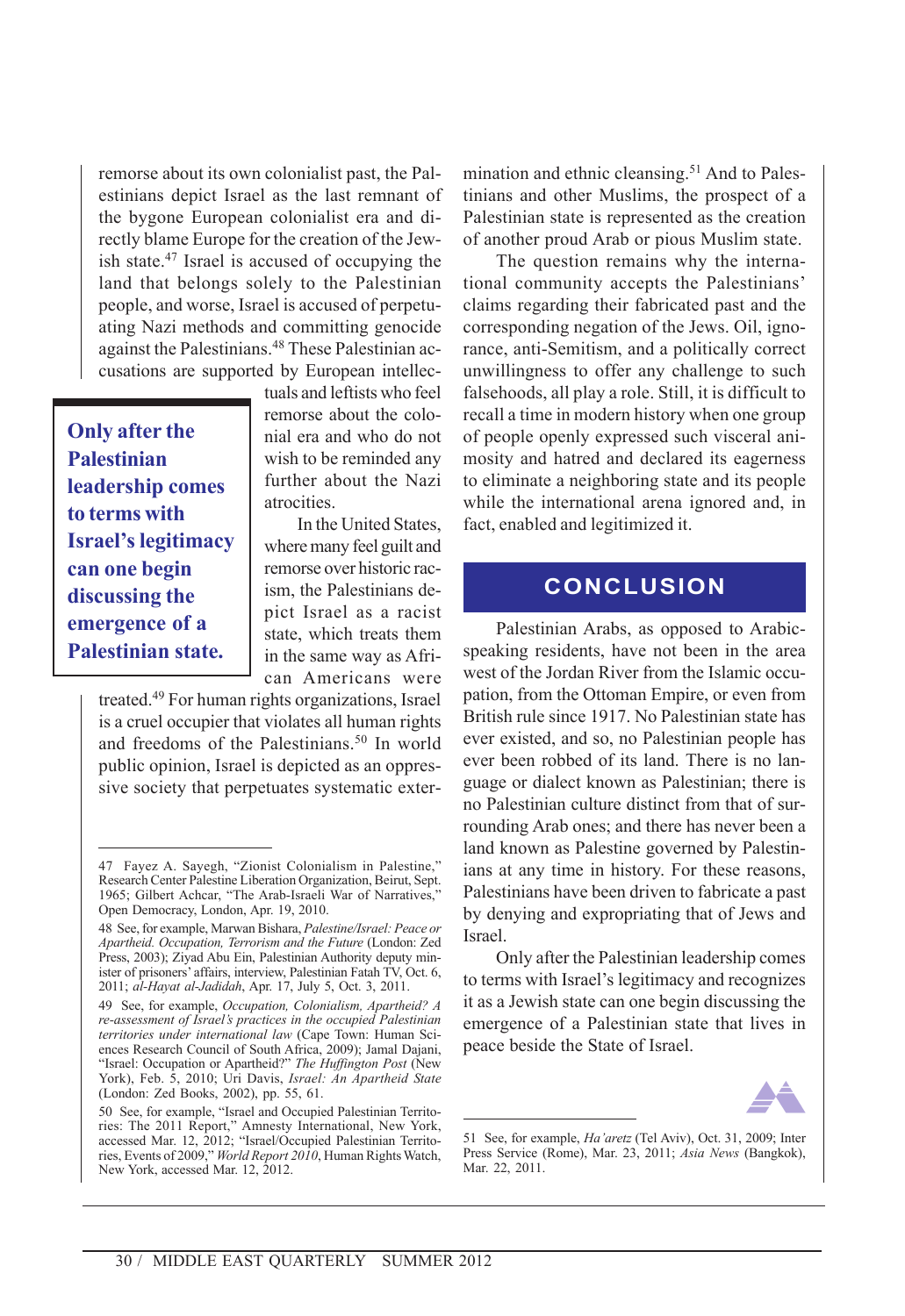remorse about its own colonialist past, the Palestinians depict Israel as the last remnant of the bygone European colonialist era and directly blame Europe for the creation of the Jewish state.[47] Israel is accused of occupying the land that belongs solely to the Palestinian people, and worse, Israel is accused of perpetuating Nazi methods and committing genocide against the Palestinians.[48] These Palestinian accusations are supported by European intellectuals and leftists who feel remorse about the colonial era and who do not wish to be reminded any further about the Nazi atrocities.

**Only after the Palestinian leadership comes to terms with Israel's legitimacy can one begin discussing the emergence of a Palestinian state.**

In the United States, where many feel guilt and remorse over historic racism, the Palestinians depict Israel as a racist state, which treats them in the same way as African Americans were treated.[49] For human rights organizations, Israel is a cruel occupier that violates all human rights and freedoms of the Palestinians.[50] In world public opinion, Israel is depicted as an oppressive society that perpetuates systematic extermination and ethnic cleansing.[51] And to Palestinians and other Muslims, the prospect of a Palestinian state is represented as the creation of another proud Arab or pious Muslim state.

The question remains why the international community accepts the Palestinians' claims regarding their fabricated past and the corresponding negation of the Jews. Oil, ignorance, anti-Semitism, and a politically correct unwillingness to offer any challenge to such falsehoods, all play a role. Still, it is difficult to recall a time in modern history when one group of people openly expressed such visceral animosity and hatred and declared its eagerness to eliminate a neighboring state and its people while the international arena ignored and, in fact, enabled and legitimized it.

## CONCLUSION

Palestinian Arabs, as opposed to Arabic-speaking residents, have not been in the area west of the Jordan River from the Islamic occupation, from the Ottoman Empire, or even from British rule since 1917. No Palestinian state has ever existed, and so, no Palestinian people has ever been robbed of its land. There is no language or dialect known as Palestinian; there is no Palestinian culture distinct from that of surrounding Arab ones; and there has never been a land known as Palestine governed by Palestinians at any time in history. For these reasons, Palestinians have been driven to fabricate a past by denying and expropriating that of Jews and Israel.

Only after the Palestinian leadership comes to terms with Israel's legitimacy and recognizes it as a Jewish state can one begin discussing the emergence of a Palestinian state that lives in peace beside the State of Israel.

---

47 Fayez A. Sayegh, "Zionist Colonialism in Palestine," Research Center Palestine Liberation Organization, Beirut, Sept. 1965; Gilbert Achcar, "The Arab-Israeli War of Narratives," Open Democracy, London, Apr. 19, 2010.

48 See, for example, Marwan Bishara, *Palestine/Israel: Peace or Apartheid. Occupation, Terrorism and the Future* (London: Zed Press, 2003); Ziyad Abu Ein, Palestinian Authority deputy minister of prisoners' affairs, interview, Palestinian Fatah TV, Oct. 6, 2011; *al-Hayat al-Jadidah*, Apr. 17, July 5, Oct. 3, 2011.

49 See, for example, *Occupation, Colonialism, Apartheid? A re-assessment of Israel's practices in the occupied Palestinian territories under international law* (Cape Town: Human Sciences Research Council of South Africa, 2009); Jamal Dajani, "Israel: Occupation or Apartheid?" *The Huffington Post* (New York), Feb. 5, 2010; Uri Davis, *Israel: An Apartheid State* (London: Zed Books, 2002), pp. 55, 61.

50 See, for example, "Israel and Occupied Palestinian Territories: The 2011 Report," Amnesty International, New York, accessed Mar. 12, 2012; "Israel/Occupied Palestinian Territories, Events of 2009," *World Report 2010*, Human Rights Watch, New York, accessed Mar. 12, 2012.

51 See, for example, *Ha'aretz* (Tel Aviv), Oct. 31, 2009; Inter Press Service (Rome), Mar. 23, 2011; *Asia News* (Bangkok), Mar. 22, 2011.